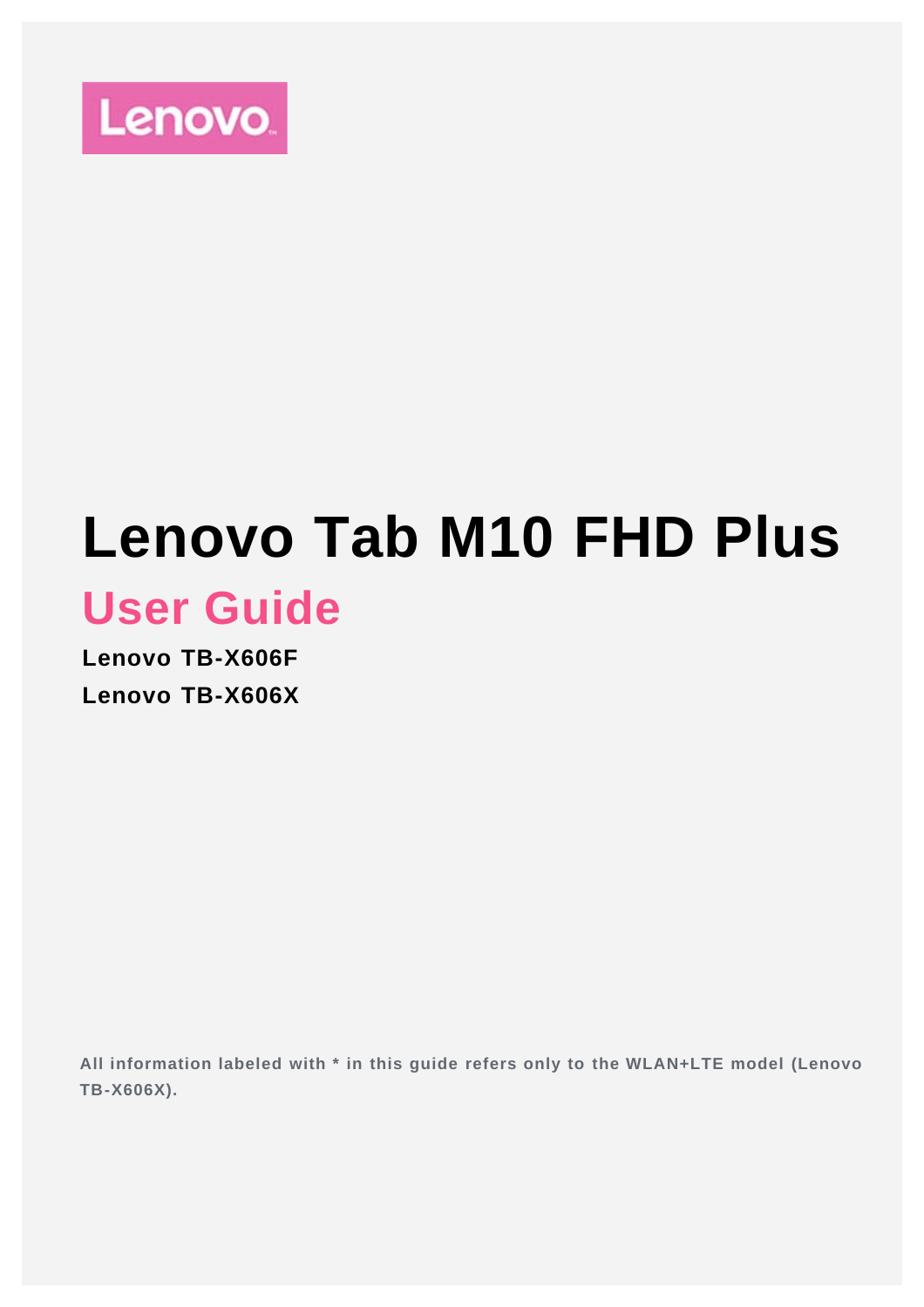Lenovo

# Lenovo Tab M10 FHD Plus

## User Guide

**Lenovo TB-X606F**

**Lenovo TB-X606X**

**All information labeled with * in this guide refers only to the WLAN+LTE model (Lenovo TB-X606X).**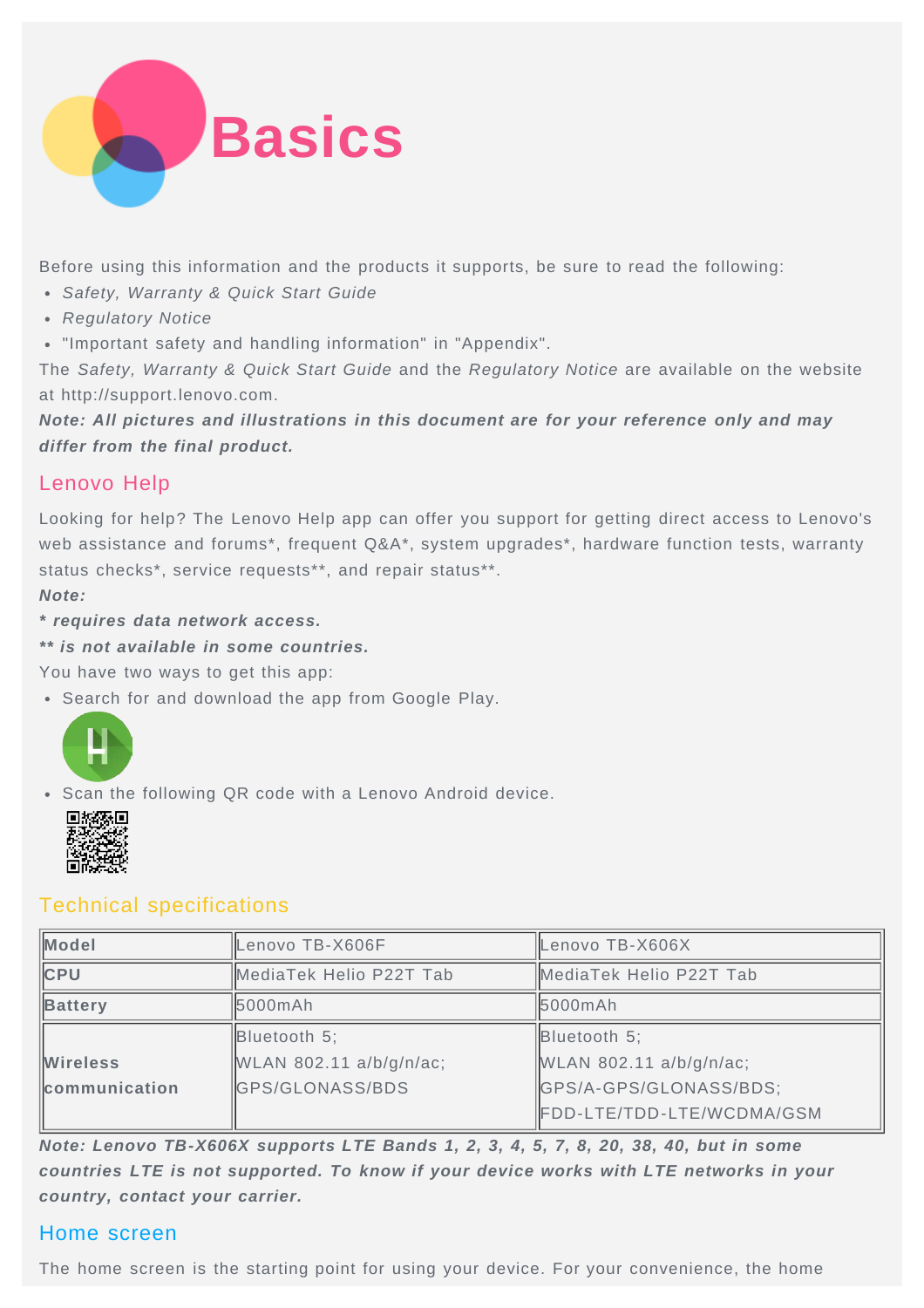# Basics

Before using this information and the products it supports, be sure to read the following:

- *Safety, Warranty & Quick Start Guide*
- *Regulatory Notice*
- "Important safety and handling information" in "Appendix".

The *Safety, Warranty & Quick Start Guide* and the *Regulatory Notice* are available on the website at http://support.lenovo.com.

***Note: All pictures and illustrations in this document are for your reference only and may differ from the final product.***

## Lenovo Help

Looking for help? The Lenovo Help app can offer you support for getting direct access to Lenovo's web assistance and forums*, frequent Q&A*, system upgrades*, hardware function tests, warranty status checks*, service requests**, and repair status**.

***Note:***

***\* requires data network access.***

***\*\* is not available in some countries.***

You have two ways to get this app:

- Search for and download the app from Google Play.
- Scan the following QR code with a Lenovo Android device.

## Technical specifications

| **Model** | Lenovo TB-X606F | Lenovo TB-X606X |
| --- | --- | --- |
| **CPU** | MediaTek Helio P22T Tab | MediaTek Helio P22T Tab |
| **Battery** | 5000mAh | 5000mAh |
| **Wireless communication** | Bluetooth 5;<br>WLAN 802.11 a/b/g/n/ac;<br>GPS/GLONASS/BDS | Bluetooth 5;<br>WLAN 802.11 a/b/g/n/ac;<br>GPS/A-GPS/GLONASS/BDS;<br>FDD-LTE/TDD-LTE/WCDMA/GSM |

***Note: Lenovo TB-X606X supports LTE Bands 1, 2, 3, 4, 5, 7, 8, 20, 38, 40, but in some countries LTE is not supported. To know if your device works with LTE networks in your country, contact your carrier.***

## Home screen

The home screen is the starting point for using your device. For your convenience, the home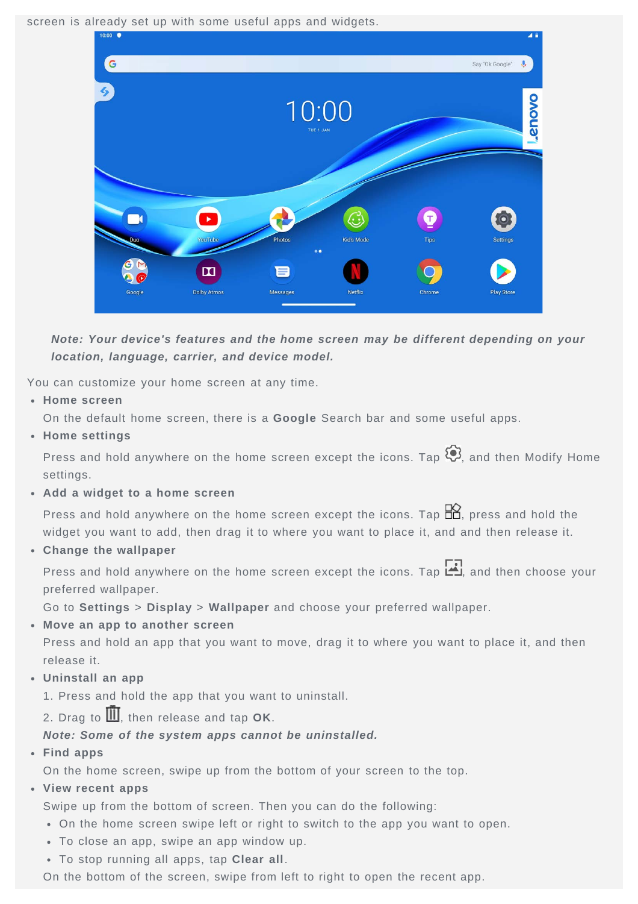screen is already set up with some useful apps and widgets.

*Note: Your device's features and the home screen may be different depending on your location, language, carrier, and device model.*

You can customize your home screen at any time.

- **Home screen**

  On the default home screen, there is a **Google** Search bar and some useful apps.

- **Home settings**

  Press and hold anywhere on the home screen except the icons. Tap , and then Modify Home settings.

- **Add a widget to a home screen**

  Press and hold anywhere on the home screen except the icons. Tap , press and hold the widget you want to add, then drag it to where you want to place it, and and then release it.

- **Change the wallpaper**

  Press and hold anywhere on the home screen except the icons. Tap , and then choose your preferred wallpaper.

  Go to **Settings** > **Display** > **Wallpaper** and choose your preferred wallpaper.

- **Move an app to another screen**

  Press and hold an app that you want to move, drag it to where you want to place it, and then release it.

- **Uninstall an app**

  1. Press and hold the app that you want to uninstall.

  2. Drag to , then release and tap **OK**.

  *Note: Some of the system apps cannot be uninstalled.*

- **Find apps**

  On the home screen, swipe up from the bottom of your screen to the top.

- **View recent apps**

  Swipe up from the bottom of screen. Then you can do the following:

  - On the home screen swipe left or right to switch to the app you want to open.
  - To close an app, swipe an app window up.
  - To stop running all apps, tap **Clear all**.

  On the bottom of the screen, swipe from left to right to open the recent app.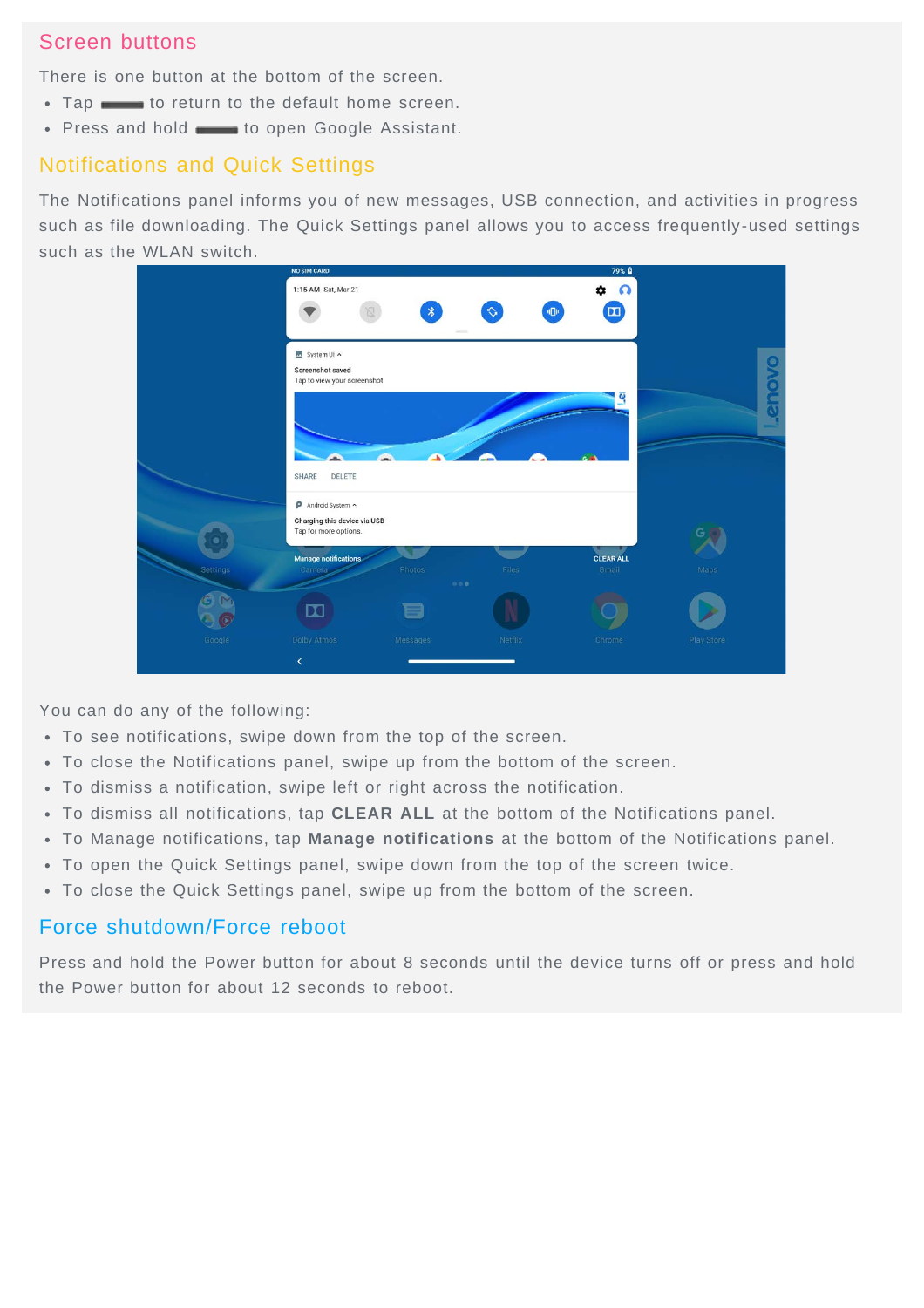## Screen buttons

There is one button at the bottom of the screen.

- Tap ▬ to return to the default home screen.
- Press and hold ▬ to open Google Assistant.

## Notifications and Quick Settings

The Notifications panel informs you of new messages, USB connection, and activities in progress such as file downloading. The Quick Settings panel allows you to access frequently-used settings such as the WLAN switch.

You can do any of the following:

- To see notifications, swipe down from the top of the screen.
- To close the Notifications panel, swipe up from the bottom of the screen.
- To dismiss a notification, swipe left or right across the notification.
- To dismiss all notifications, tap **CLEAR ALL** at the bottom of the Notifications panel.
- To Manage notifications, tap **Manage notifications** at the bottom of the Notifications panel.
- To open the Quick Settings panel, swipe down from the top of the screen twice.
- To close the Quick Settings panel, swipe up from the bottom of the screen.

## Force shutdown/Force reboot

Press and hold the Power button for about 8 seconds until the device turns off or press and hold the Power button for about 12 seconds to reboot.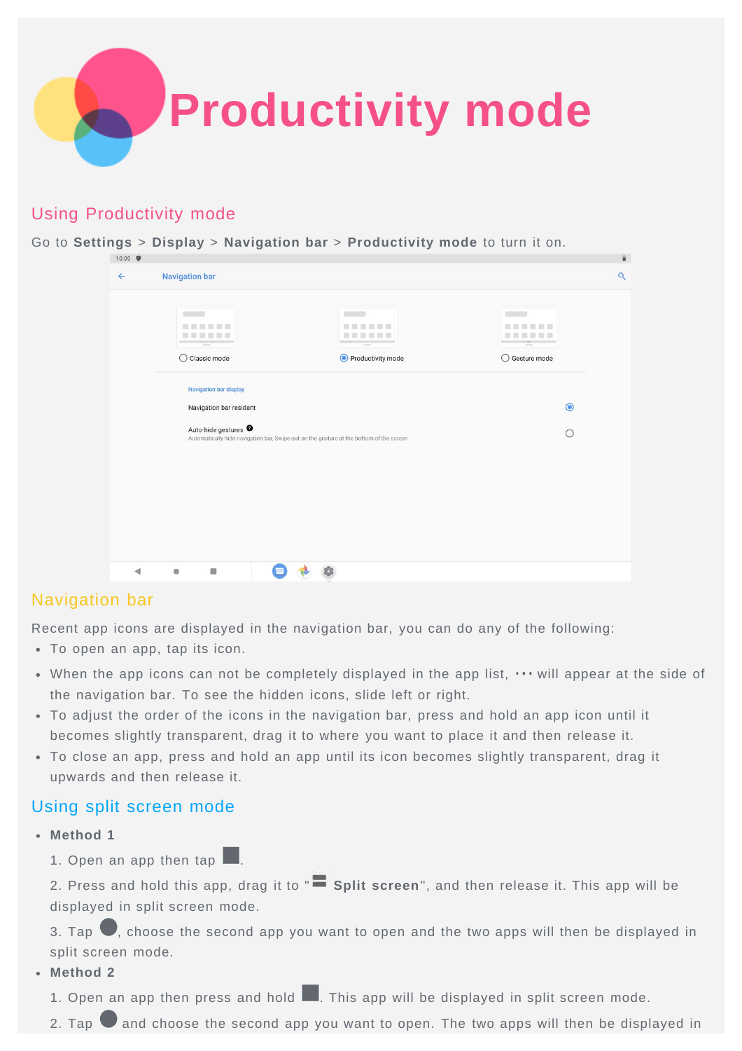# Productivity mode

## Using Productivity mode

Go to **Settings** > **Display** > **Navigation bar** > **Productivity mode** to turn it on.

## Navigation bar

Recent app icons are displayed in the navigation bar, you can do any of the following:

- To open an app, tap its icon.
- When the app icons can not be completely displayed in the app list, ••• will appear at the side of the navigation bar. To see the hidden icons, slide left or right.
- To adjust the order of the icons in the navigation bar, press and hold an app icon until it becomes slightly transparent, drag it to where you want to place it and then release it.
- To close an app, press and hold an app until its icon becomes slightly transparent, drag it upwards and then release it.

## Using split screen mode

- **Method 1**

  1. Open an app then tap ■.

  2. Press and hold this app, drag it to " **Split screen**", and then release it. This app will be displayed in split screen mode.

  3. Tap ●, choose the second app you want to open and the two apps will then be displayed in split screen mode.

- **Method 2**

  1. Open an app then press and hold ■. This app will be displayed in split screen mode.

  2. Tap ● and choose the second app you want to open. The two apps will then be displayed in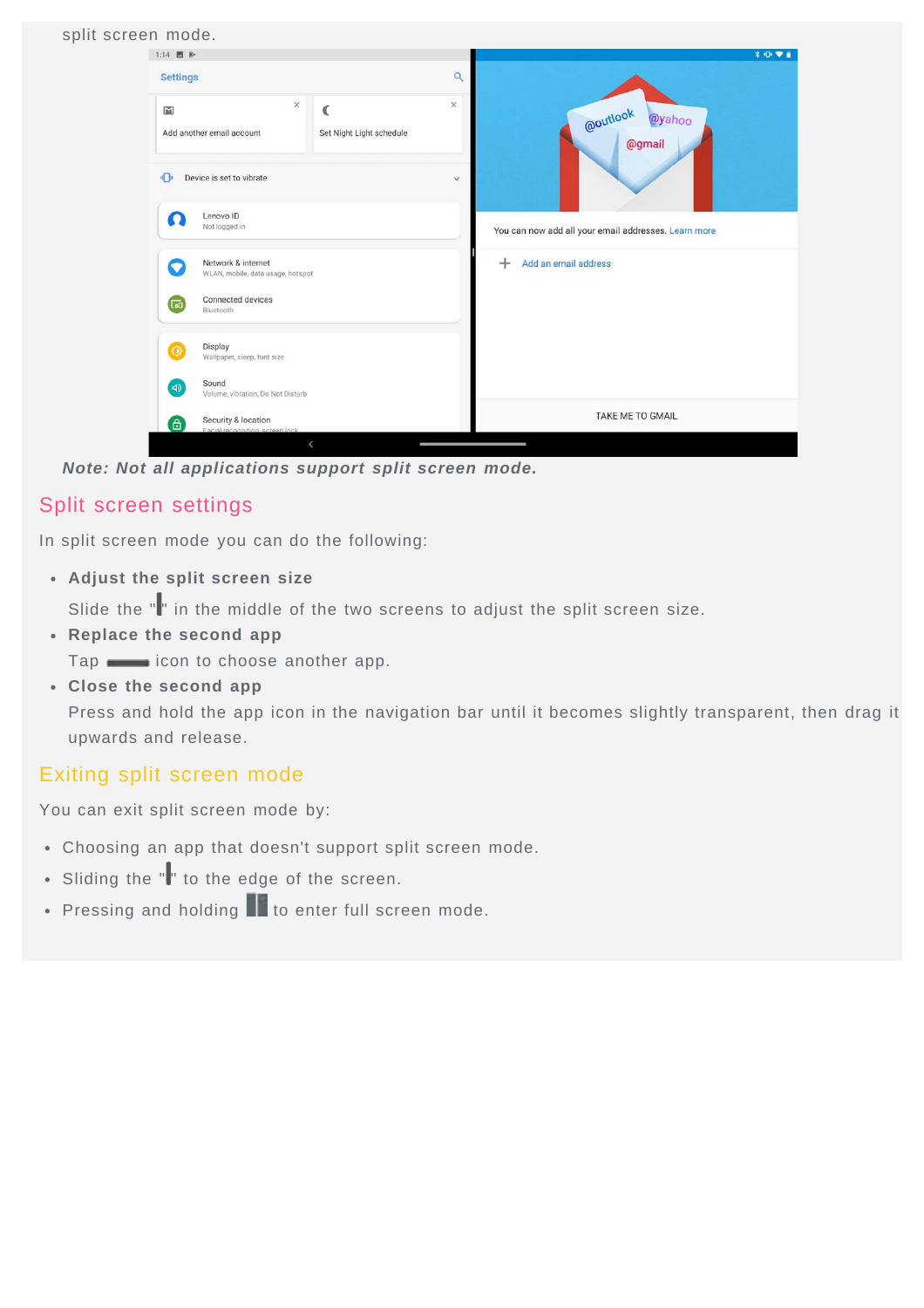split screen mode.

***Note: Not all applications support split screen mode.***

## Split screen settings

In split screen mode you can do the following:

- **Adjust the split screen size**

  Slide the "▌" in the middle of the two screens to adjust the split screen size.
- **Replace the second app**

  Tap ▬ icon to choose another app.
- **Close the second app**

  Press and hold the app icon in the navigation bar until it becomes slightly transparent, then drag it upwards and release.

## Exiting split screen mode

You can exit split screen mode by:

- Choosing an app that doesn't support split screen mode.
- Sliding the "▌" to the edge of the screen.
- Pressing and holding ▐▌ to enter full screen mode.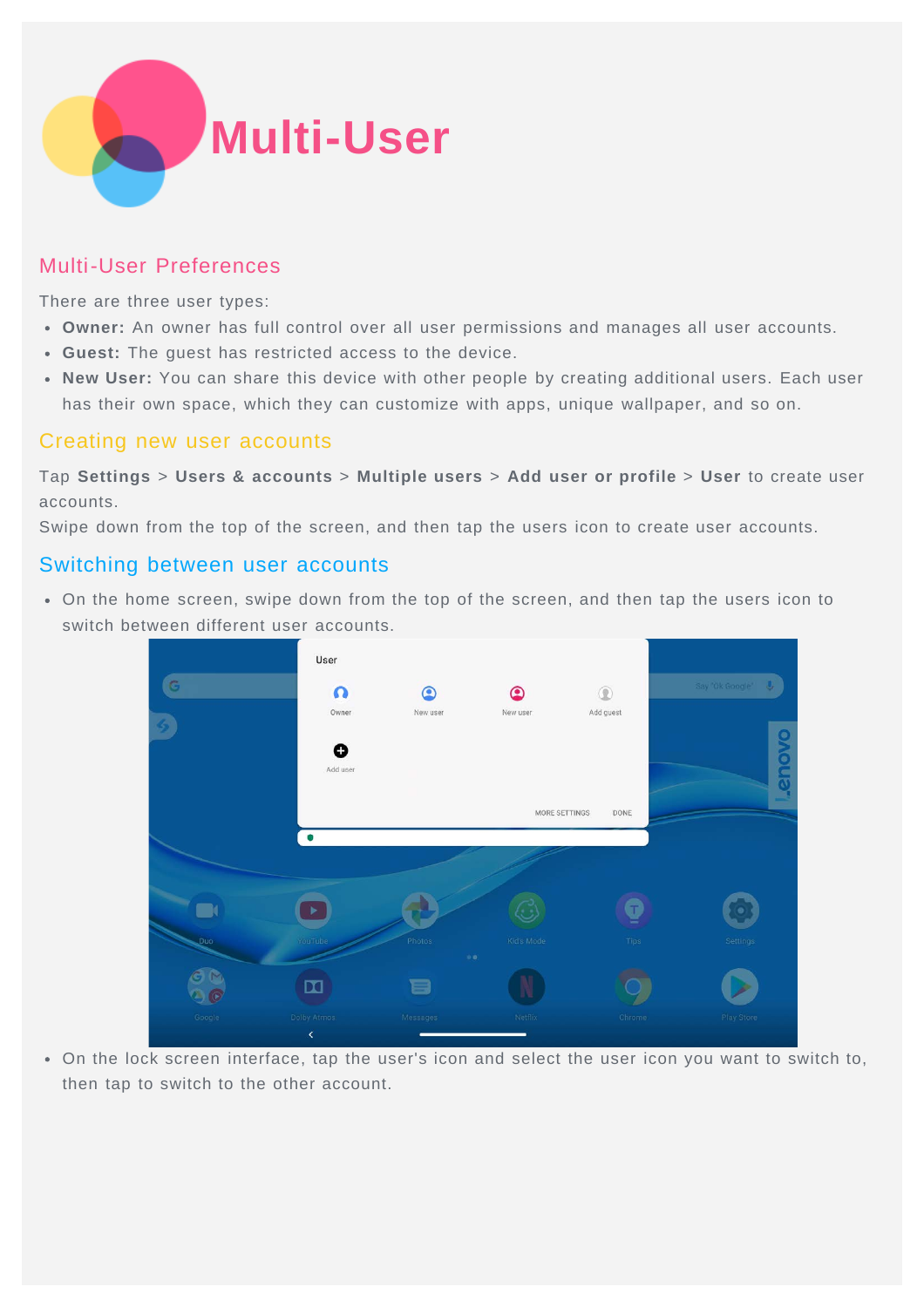# Multi-User

## Multi-User Preferences

There are three user types:

- **Owner:** An owner has full control over all user permissions and manages all user accounts.
- **Guest:** The guest has restricted access to the device.
- **New User:** You can share this device with other people by creating additional users. Each user has their own space, which they can customize with apps, unique wallpaper, and so on.

## Creating new user accounts

Tap **Settings** > **Users & accounts** > **Multiple users** > **Add user or profile** > **User** to create user accounts.

Swipe down from the top of the screen, and then tap the users icon to create user accounts.

## Switching between user accounts

- On the home screen, swipe down from the top of the screen, and then tap the users icon to switch between different user accounts.
- On the lock screen interface, tap the user's icon and select the user icon you want to switch to, then tap to switch to the other account.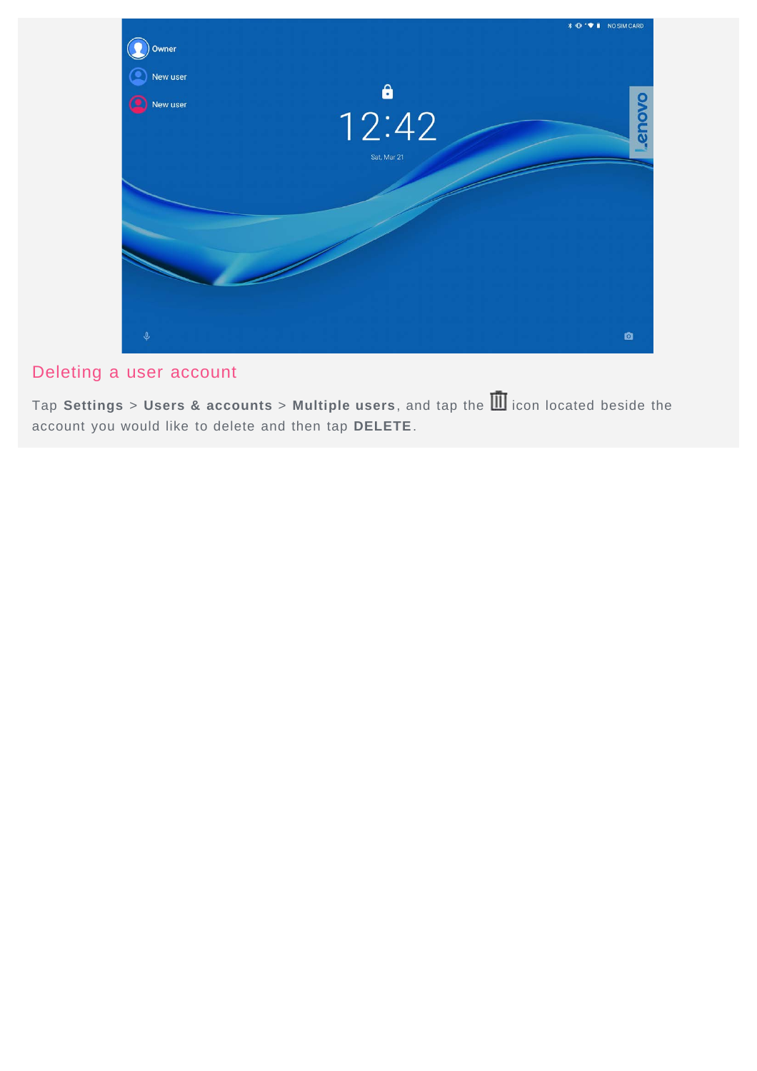## Deleting a user account

Tap **Settings** > **Users & accounts** > **Multiple users**, and tap the 🗑 icon located beside the account you would like to delete and then tap **DELETE**.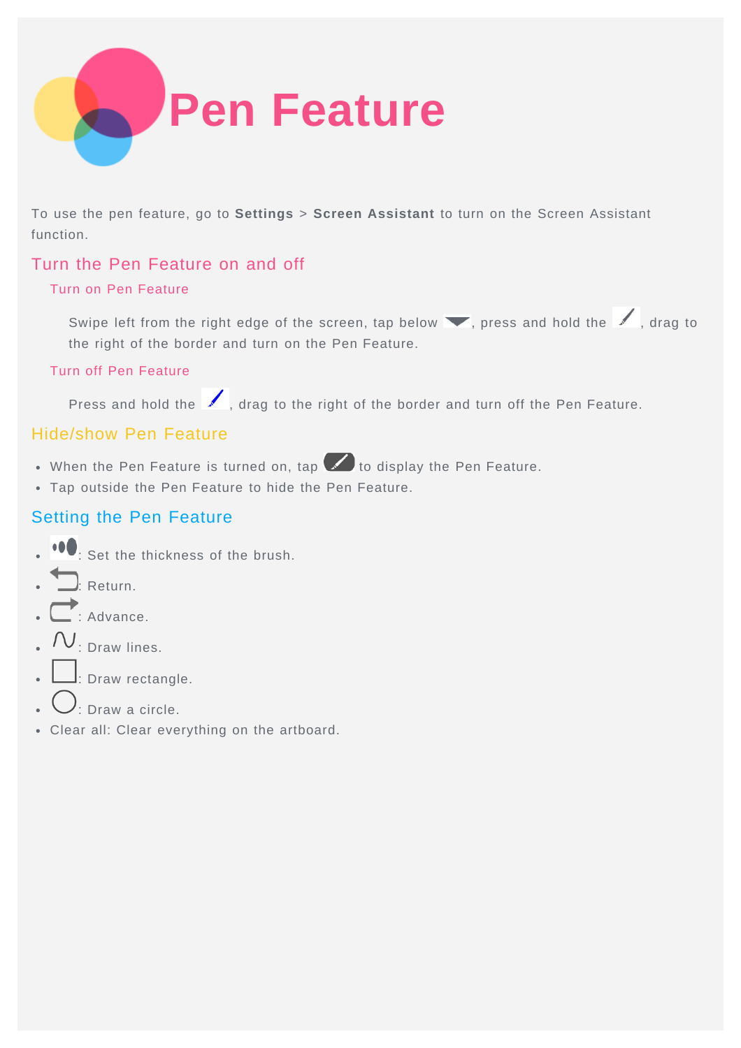# Pen Feature

To use the pen feature, go to **Settings** > **Screen Assistant** to turn on the Screen Assistant function.

## Turn the Pen Feature on and off

### Turn on Pen Feature

Swipe left from the right edge of the screen, tap below , press and hold the , drag to the right of the border and turn on the Pen Feature.

### Turn off Pen Feature

Press and hold the , drag to the right of the border and turn off the Pen Feature.

## Hide/show Pen Feature

- When the Pen Feature is turned on, tap  to display the Pen Feature.
- Tap outside the Pen Feature to hide the Pen Feature.

## Setting the Pen Feature

- : Set the thickness of the brush.
- : Return.
- : Advance.
- : Draw lines.
- : Draw rectangle.
- : Draw a circle.
- Clear all: Clear everything on the artboard.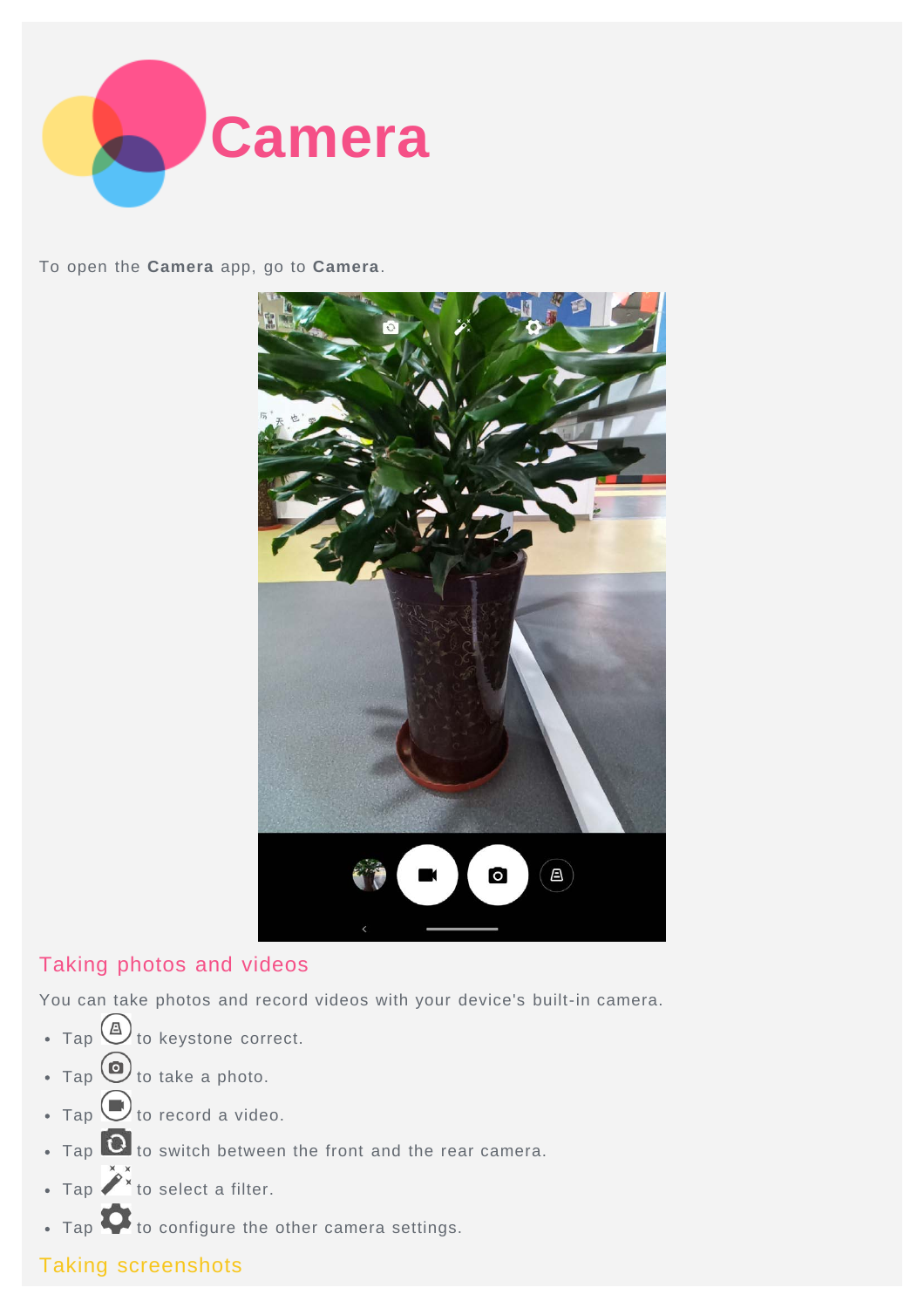# Camera

To open the **Camera** app, go to **Camera**.

## Taking photos and videos

You can take photos and record videos with your device's built-in camera.

- Tap to keystone correct.
- Tap to take a photo.
- Tap to record a video.
- Tap to switch between the front and the rear camera.
- Tap to select a filter.
- Tap to configure the other camera settings.

## Taking screenshots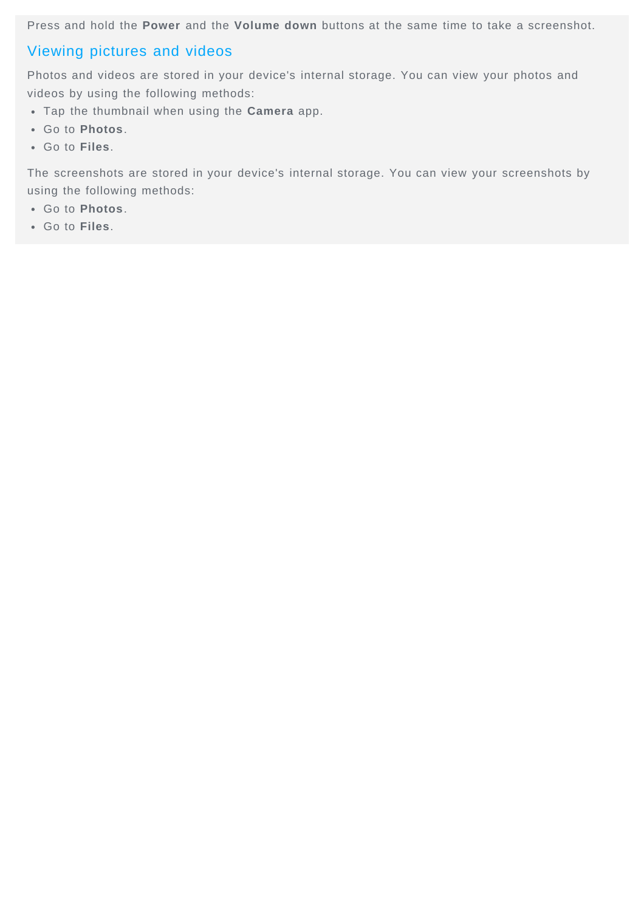Press and hold the **Power** and the **Volume down** buttons at the same time to take a screenshot.

## Viewing pictures and videos

Photos and videos are stored in your device's internal storage. You can view your photos and videos by using the following methods:

- Tap the thumbnail when using the **Camera** app.
- Go to **Photos**.
- Go to **Files**.

The screenshots are stored in your device's internal storage. You can view your screenshots by using the following methods:

- Go to **Photos**.
- Go to **Files**.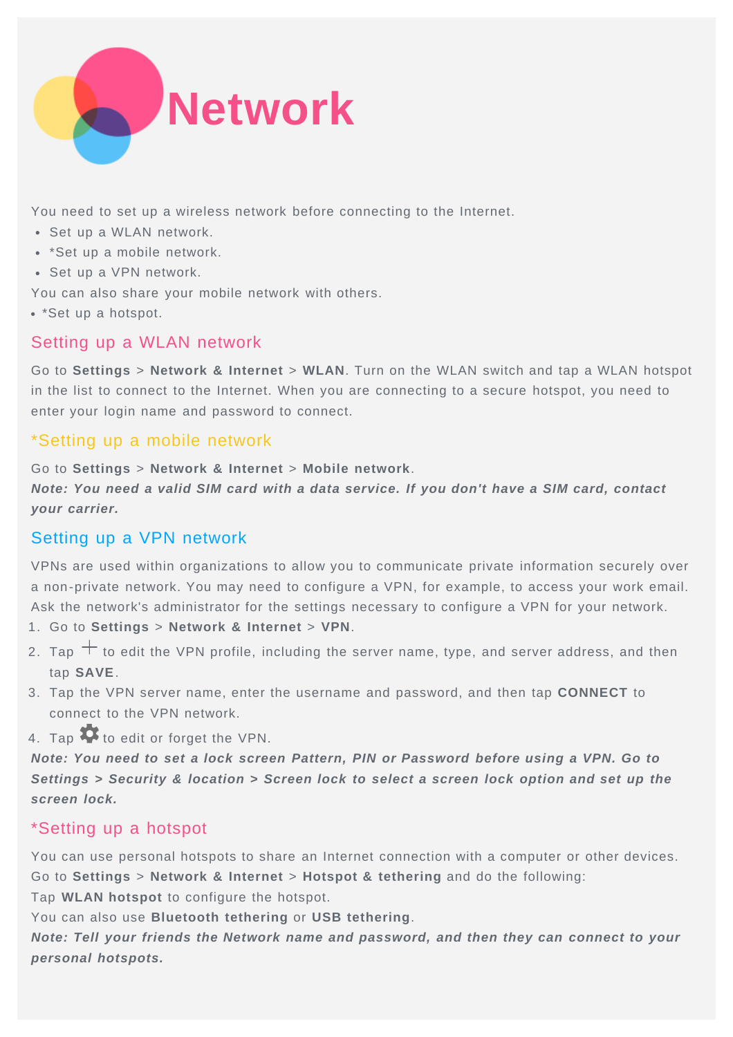# Network

You need to set up a wireless network before connecting to the Internet.

- Set up a WLAN network.
- *Set up a mobile network.
- Set up a VPN network.

You can also share your mobile network with others.

- *Set up a hotspot.

## Setting up a WLAN network

Go to **Settings** > **Network & Internet** > **WLAN**. Turn on the WLAN switch and tap a WLAN hotspot in the list to connect to the Internet. When you are connecting to a secure hotspot, you need to enter your login name and password to connect.

## *Setting up a mobile network

Go to **Settings** > **Network & Internet** > **Mobile network**.

***Note: You need a valid SIM card with a data service. If you don't have a SIM card, contact your carrier.***

## Setting up a VPN network

VPNs are used within organizations to allow you to communicate private information securely over a non-private network. You may need to configure a VPN, for example, to access your work email. Ask the network's administrator for the settings necessary to configure a VPN for your network.

1. Go to **Settings** > **Network & Internet** > **VPN**.
2. Tap + to edit the VPN profile, including the server name, type, and server address, and then tap **SAVE**.
3. Tap the VPN server name, enter the username and password, and then tap **CONNECT** to connect to the VPN network.
4. Tap ⚙ to edit or forget the VPN.

***Note: You need to set a lock screen Pattern, PIN or Password before using a VPN. Go to Settings > Security & location > Screen lock to select a screen lock option and set up the screen lock.***

## *Setting up a hotspot

You can use personal hotspots to share an Internet connection with a computer or other devices.

Go to **Settings** > **Network & Internet** > **Hotspot & tethering** and do the following:

Tap **WLAN hotspot** to configure the hotspot.

You can also use **Bluetooth tethering** or **USB tethering**.

***Note: Tell your friends the Network name and password, and then they can connect to your personal hotspots.***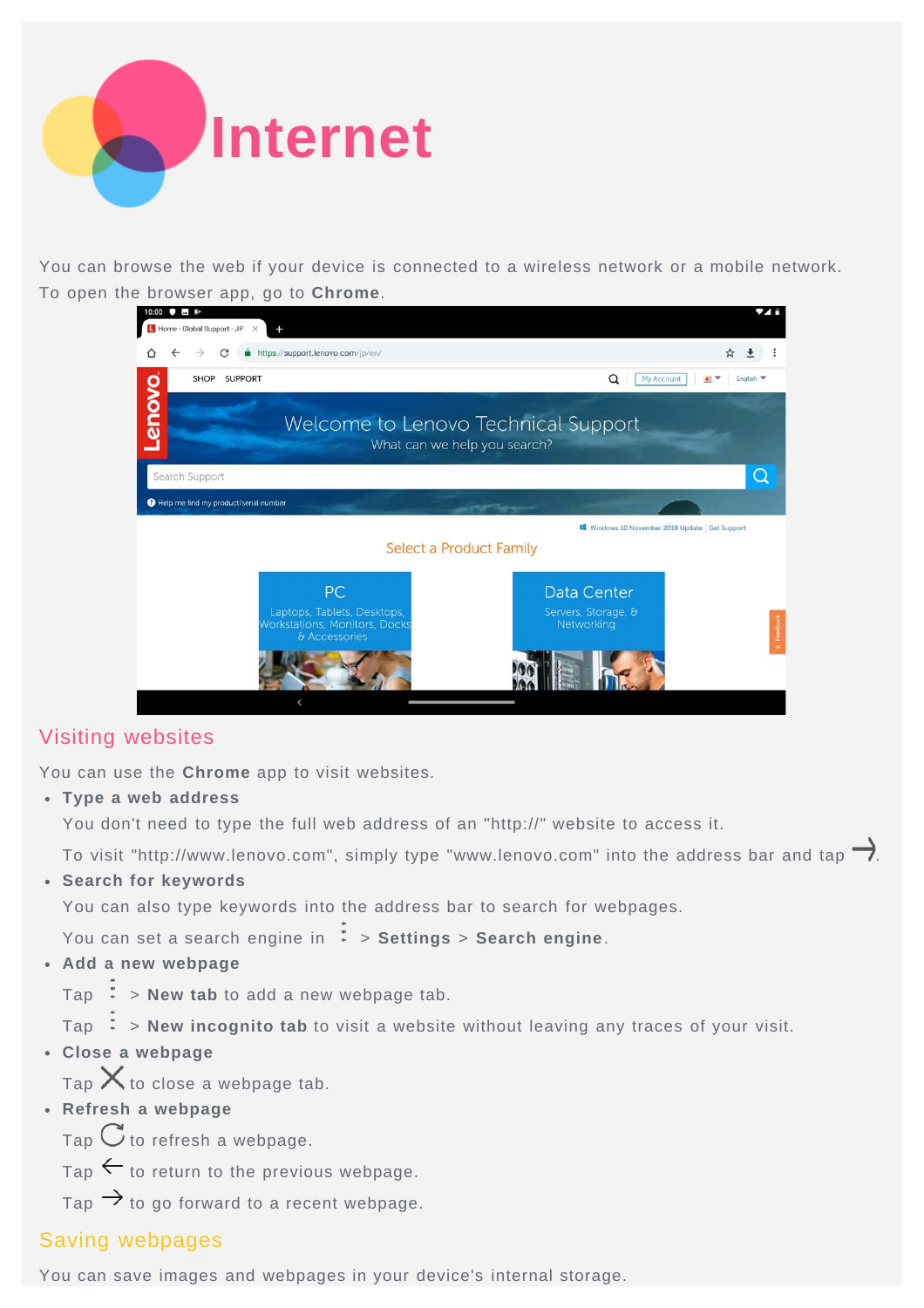# Internet

You can browse the web if your device is connected to a wireless network or a mobile network. To open the browser app, go to **Chrome**.

## Visiting websites

You can use the **Chrome** app to visit websites.

- **Type a web address**

  You don't need to type the full web address of an "http://" website to access it.

  To visit "http://www.lenovo.com", simply type "www.lenovo.com" into the address bar and tap →.

- **Search for keywords**

  You can also type keywords into the address bar to search for webpages.

  You can set a search engine in ⋮ > **Settings** > **Search engine**.

- **Add a new webpage**

  Tap ⋮ > **New tab** to add a new webpage tab.

  Tap ⋮ > **New incognito tab** to visit a website without leaving any traces of your visit.

- **Close a webpage**

  Tap ✕ to close a webpage tab.

- **Refresh a webpage**

  Tap ↻ to refresh a webpage.

  Tap ← to return to the previous webpage.

  Tap → to go forward to a recent webpage.

## Saving webpages

You can save images and webpages in your device's internal storage.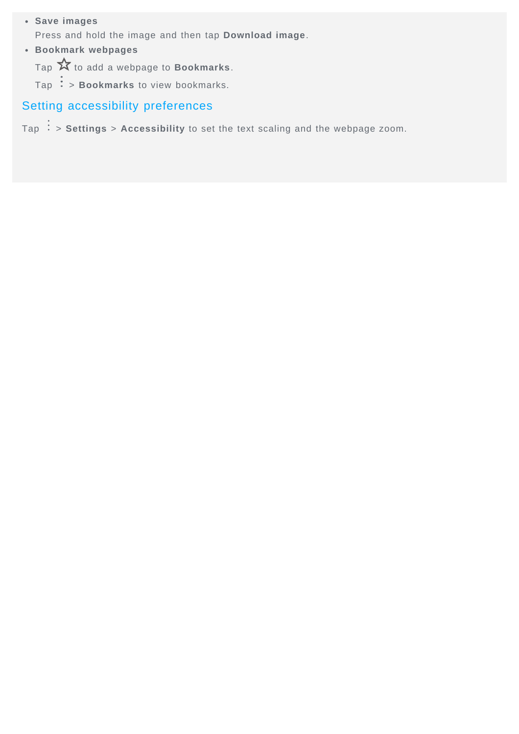- **Save images**

  Press and hold the image and then tap **Download image**.

- **Bookmark webpages**

  Tap ☆ to add a webpage to **Bookmarks**.

  Tap ⋮ > **Bookmarks** to view bookmarks.

## Setting accessibility preferences

Tap ⋮ > **Settings** > **Accessibility** to set the text scaling and the webpage zoom.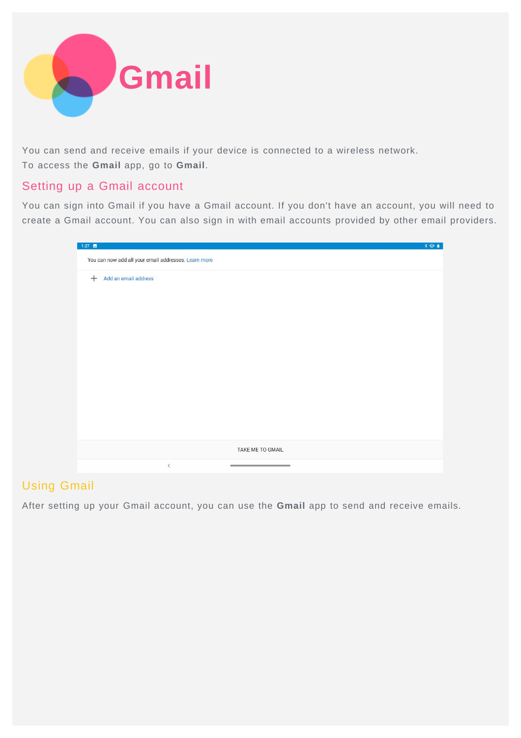# Gmail

You can send and receive emails if your device is connected to a wireless network.
To access the **Gmail** app, go to **Gmail**.

## Setting up a Gmail account

You can sign into Gmail if you have a Gmail account. If you don't have an account, you will need to create a Gmail account. You can also sign in with email accounts provided by other email providers.

## Using Gmail

After setting up your Gmail account, you can use the **Gmail** app to send and receive emails.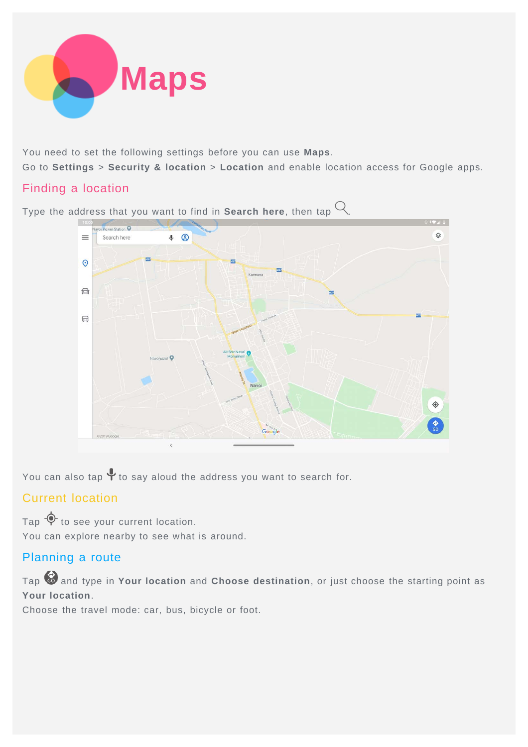# Maps

You need to set the following settings before you can use **Maps**.

Go to **Settings** > **Security & location** > **Location** and enable location access for Google apps.

## Finding a location

Type the address that you want to find in **Search here**, then tap .

You can also tap  to say aloud the address you want to search for.

## Current location

Tap  to see your current location.

You can explore nearby to see what is around.

## Planning a route

Tap  and type in **Your location** and **Choose destination**, or just choose the starting point as **Your location**.

Choose the travel mode: car, bus, bicycle or foot.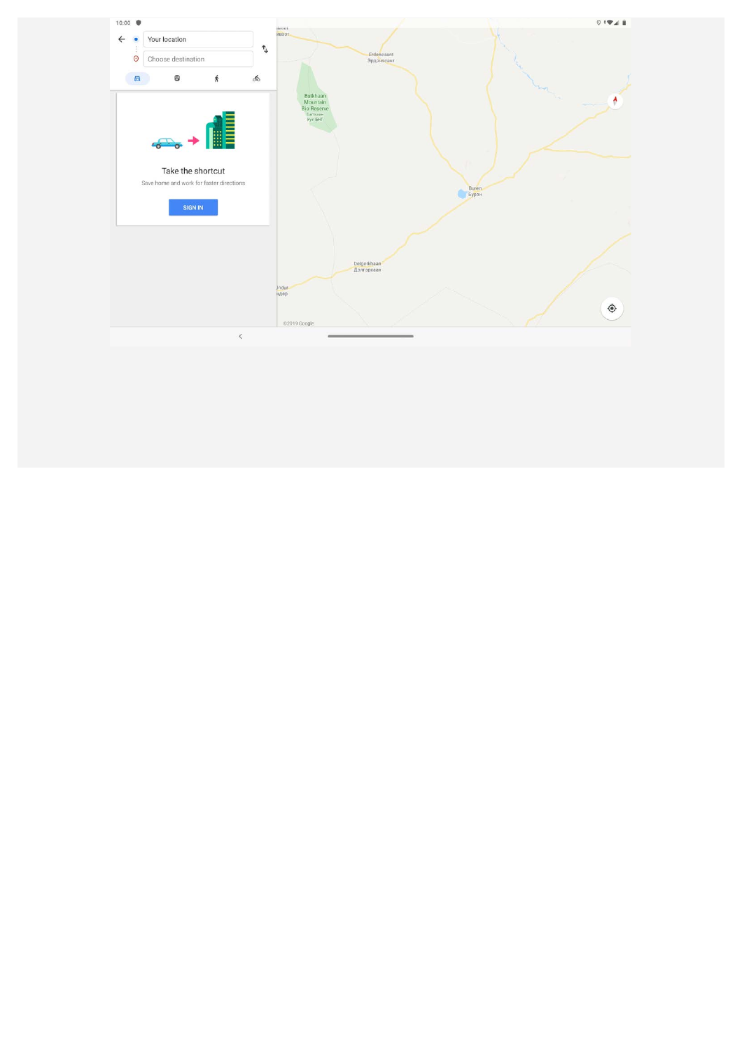10:00

Your location

Choose destination

Take the shortcut

Save home and work for faster directions

SIGN IN

Erdenesant
Эрдэнэсант

Batkhaan Mountain Bio Reserve
Батхаан Уул БНГ

Buren
Бүрэн

Delgerkhaan
Дэлгэрхаан

Undur
ндөр

©2019 Google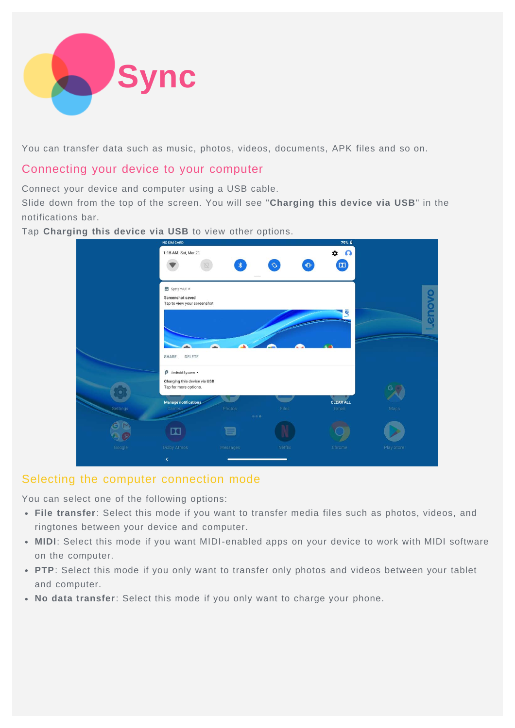# Sync

You can transfer data such as music, photos, videos, documents, APK files and so on.

## Connecting your device to your computer

Connect your device and computer using a USB cable.
Slide down from the top of the screen. You will see "**Charging this device via USB**" in the notifications bar.
Tap **Charging this device via USB** to view other options.

## Selecting the computer connection mode

You can select one of the following options:

- **File transfer**: Select this mode if you want to transfer media files such as photos, videos, and ringtones between your device and computer.
- **MIDI**: Select this mode if you want MIDI-enabled apps on your device to work with MIDI software on the computer.
- **PTP**: Select this mode if you only want to transfer only photos and videos between your tablet and computer.
- **No data transfer**: Select this mode if you only want to charge your phone.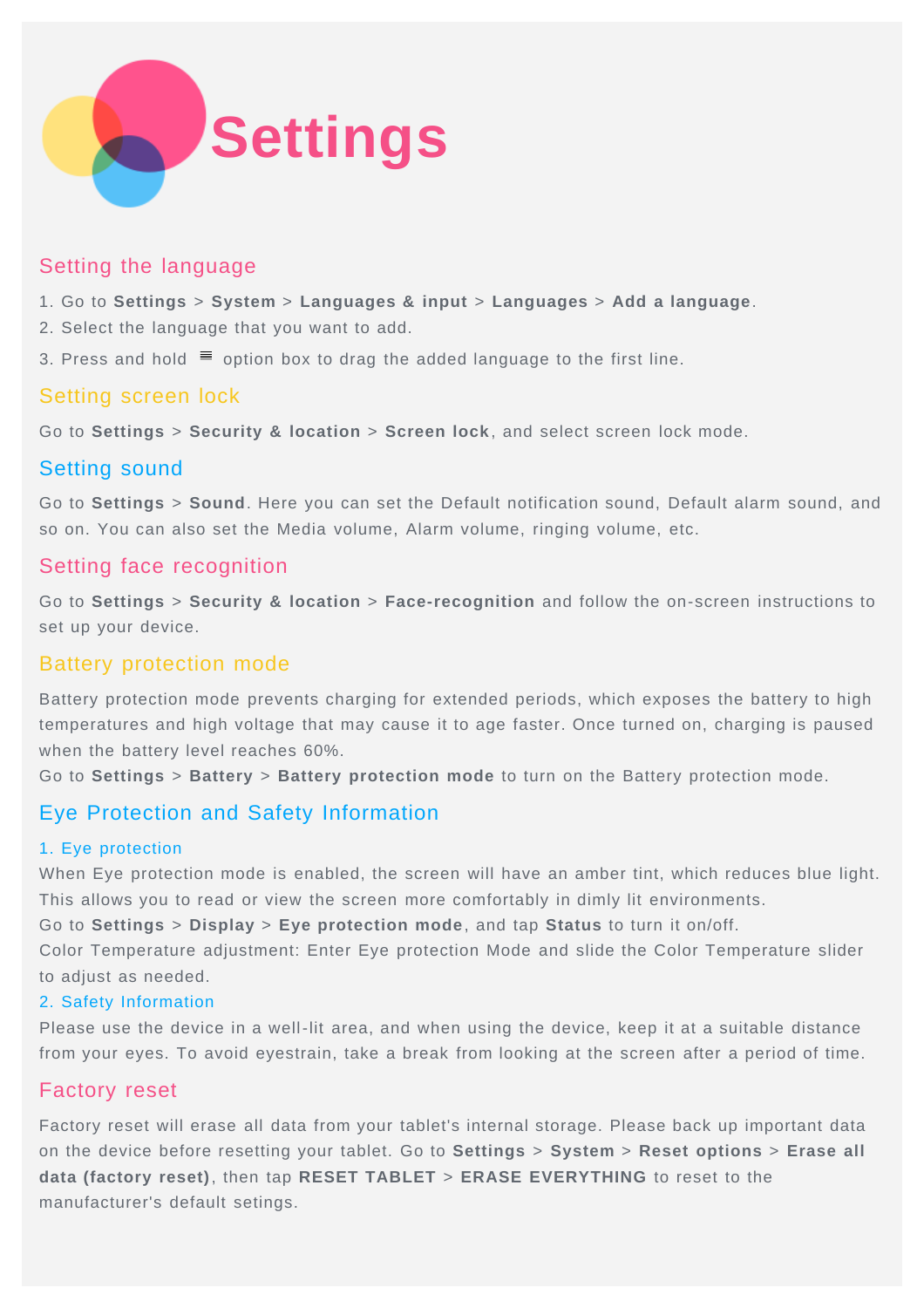# Settings

## Setting the language

1. Go to **Settings** > **System** > **Languages & input** > **Languages** > **Add a language**.
2. Select the language that you want to add.
3. Press and hold ≡ option box to drag the added language to the first line.

## Setting screen lock

Go to **Settings** > **Security & location** > **Screen lock**, and select screen lock mode.

## Setting sound

Go to **Settings** > **Sound**. Here you can set the Default notification sound, Default alarm sound, and so on. You can also set the Media volume, Alarm volume, ringing volume, etc.

## Setting face recognition

Go to **Settings** > **Security & location** > **Face-recognition** and follow the on-screen instructions to set up your device.

## Battery protection mode

Battery protection mode prevents charging for extended periods, which exposes the battery to high temperatures and high voltage that may cause it to age faster. Once turned on, charging is paused when the battery level reaches 60%.
Go to **Settings** > **Battery** > **Battery protection mode** to turn on the Battery protection mode.

## Eye Protection and Safety Information

### 1. Eye protection

When Eye protection mode is enabled, the screen will have an amber tint, which reduces blue light. This allows you to read or view the screen more comfortably in dimly lit environments.
Go to **Settings** > **Display** > **Eye protection mode**, and tap **Status** to turn it on/off.
Color Temperature adjustment: Enter Eye protection Mode and slide the Color Temperature slider to adjust as needed.

### 2. Safety Information

Please use the device in a well-lit area, and when using the device, keep it at a suitable distance from your eyes. To avoid eyestrain, take a break from looking at the screen after a period of time.

## Factory reset

Factory reset will erase all data from your tablet's internal storage. Please back up important data on the device before resetting your tablet. Go to **Settings** > **System** > **Reset options** > **Erase all data (factory reset)**, then tap **RESET TABLET** > **ERASE EVERYTHING** to reset to the manufacturer's default setings.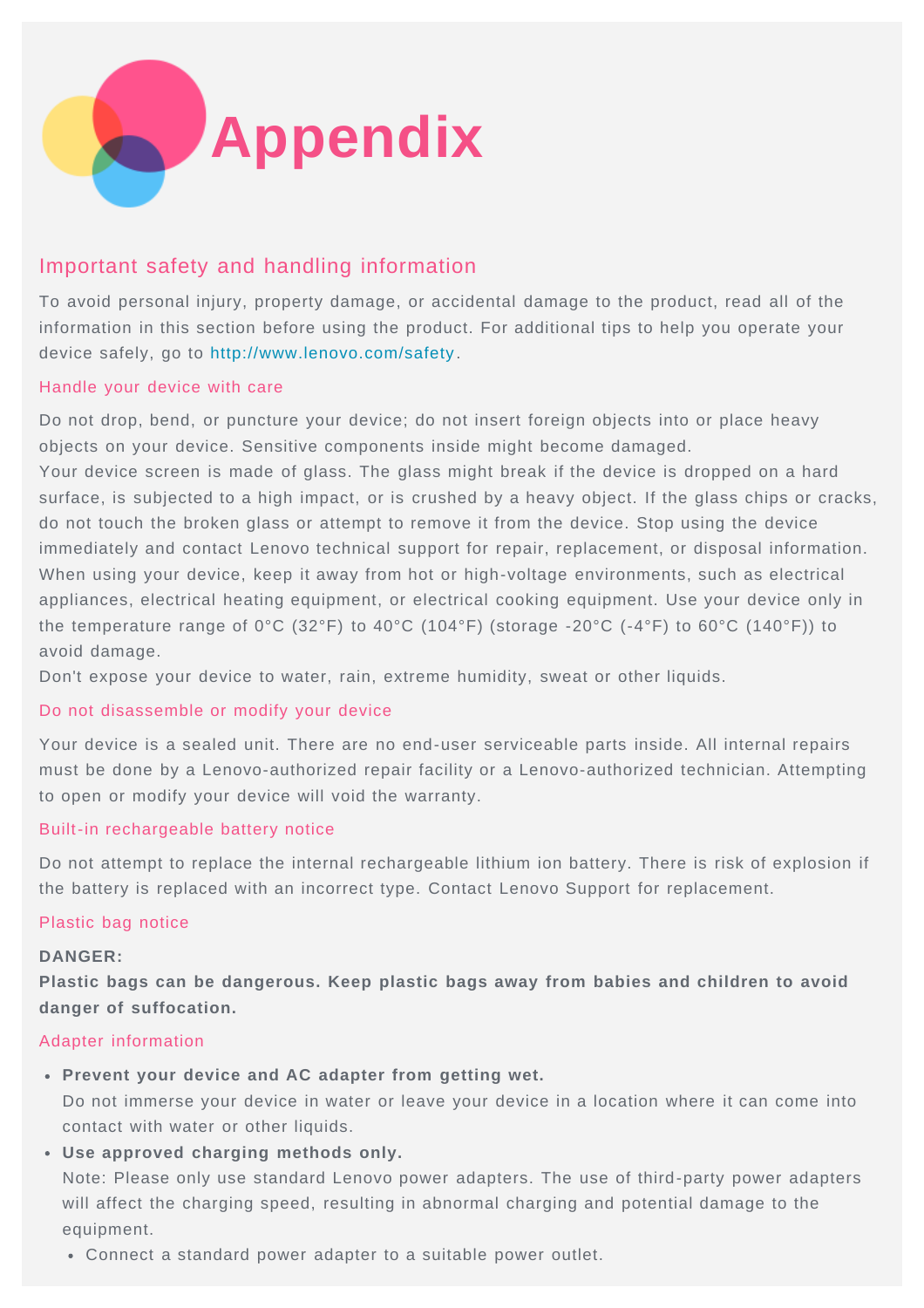# Appendix

## Important safety and handling information

To avoid personal injury, property damage, or accidental damage to the product, read all of the information in this section before using the product. For additional tips to help you operate your device safely, go to http://www.lenovo.com/safety.

### Handle your device with care

Do not drop, bend, or puncture your device; do not insert foreign objects into or place heavy objects on your device. Sensitive components inside might become damaged.
Your device screen is made of glass. The glass might break if the device is dropped on a hard surface, is subjected to a high impact, or is crushed by a heavy object. If the glass chips or cracks, do not touch the broken glass or attempt to remove it from the device. Stop using the device immediately and contact Lenovo technical support for repair, replacement, or disposal information.
When using your device, keep it away from hot or high-voltage environments, such as electrical appliances, electrical heating equipment, or electrical cooking equipment. Use your device only in the temperature range of 0°C (32°F) to 40°C (104°F) (storage -20°C (-4°F) to 60°C (140°F)) to avoid damage.
Don't expose your device to water, rain, extreme humidity, sweat or other liquids.

### Do not disassemble or modify your device

Your device is a sealed unit. There are no end-user serviceable parts inside. All internal repairs must be done by a Lenovo-authorized repair facility or a Lenovo-authorized technician. Attempting to open or modify your device will void the warranty.

### Built-in rechargeable battery notice

Do not attempt to replace the internal rechargeable lithium ion battery. There is risk of explosion if the battery is replaced with an incorrect type. Contact Lenovo Support for replacement.

### Plastic bag notice

**DANGER:**
**Plastic bags can be dangerous. Keep plastic bags away from babies and children to avoid danger of suffocation.**

### Adapter information

- **Prevent your device and AC adapter from getting wet.**
  Do not immerse your device in water or leave your device in a location where it can come into contact with water or other liquids.
- **Use approved charging methods only.**
  Note: Please only use standard Lenovo power adapters. The use of third-party power adapters will affect the charging speed, resulting in abnormal charging and potential damage to the equipment.
  - Connect a standard power adapter to a suitable power outlet.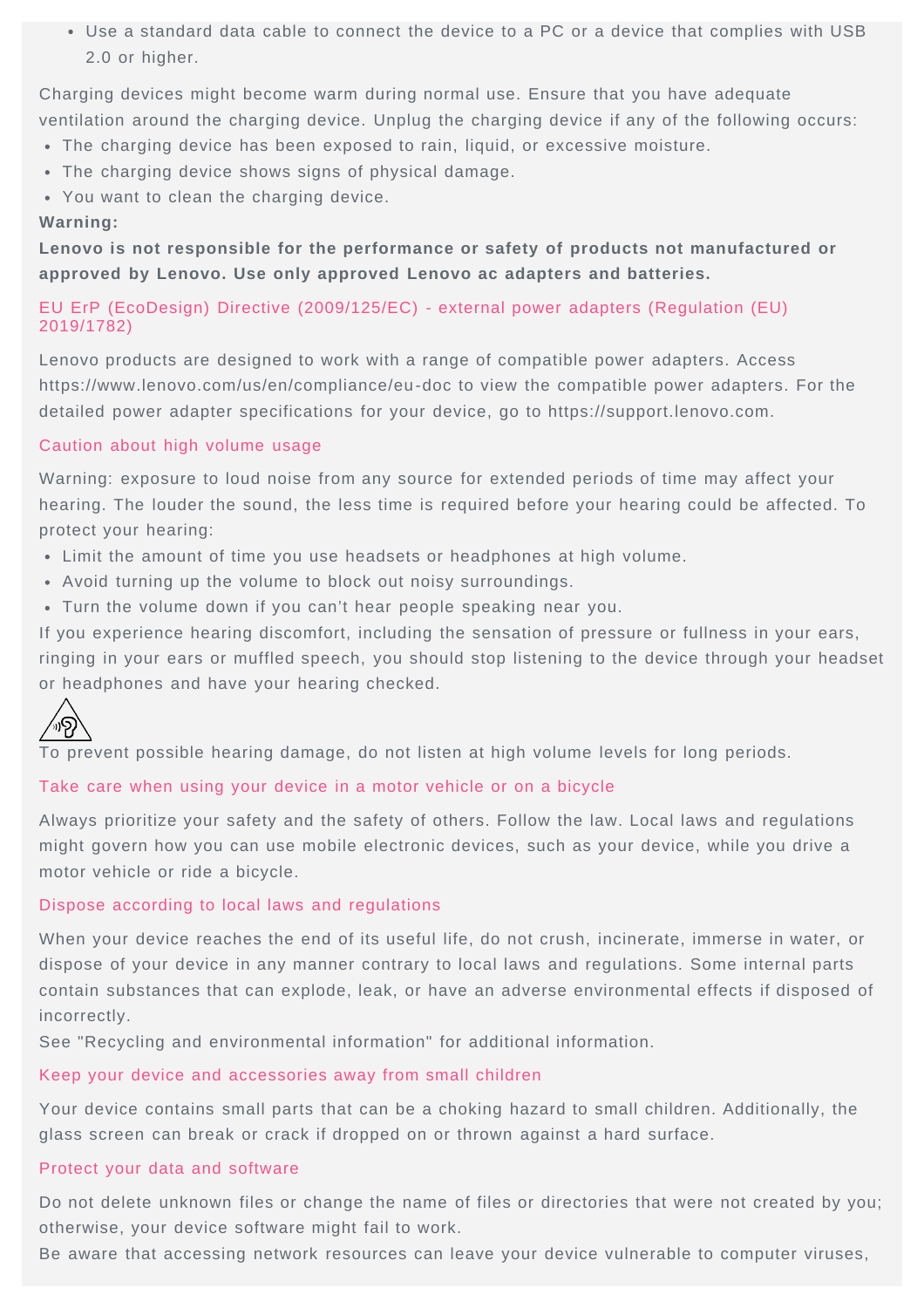- Use a standard data cable to connect the device to a PC or a device that complies with USB 2.0 or higher.

Charging devices might become warm during normal use. Ensure that you have adequate ventilation around the charging device. Unplug the charging device if any of the following occurs:

- The charging device has been exposed to rain, liquid, or excessive moisture.
- The charging device shows signs of physical damage.
- You want to clean the charging device.

**Warning:**

**Lenovo is not responsible for the performance or safety of products not manufactured or approved by Lenovo. Use only approved Lenovo ac adapters and batteries.**

### EU ErP (EcoDesign) Directive (2009/125/EC) - external power adapters (Regulation (EU) 2019/1782)

Lenovo products are designed to work with a range of compatible power adapters. Access https://www.lenovo.com/us/en/compliance/eu-doc to view the compatible power adapters. For the detailed power adapter specifications for your device, go to https://support.lenovo.com.

### Caution about high volume usage

Warning: exposure to loud noise from any source for extended periods of time may affect your hearing. The louder the sound, the less time is required before your hearing could be affected. To protect your hearing:

- Limit the amount of time you use headsets or headphones at high volume.
- Avoid turning up the volume to block out noisy surroundings.
- Turn the volume down if you can't hear people speaking near you.

If you experience hearing discomfort, including the sensation of pressure or fullness in your ears, ringing in your ears or muffled speech, you should stop listening to the device through your headset or headphones and have your hearing checked.

To prevent possible hearing damage, do not listen at high volume levels for long periods.

### Take care when using your device in a motor vehicle or on a bicycle

Always prioritize your safety and the safety of others. Follow the law. Local laws and regulations might govern how you can use mobile electronic devices, such as your device, while you drive a motor vehicle or ride a bicycle.

### Dispose according to local laws and regulations

When your device reaches the end of its useful life, do not crush, incinerate, immerse in water, or dispose of your device in any manner contrary to local laws and regulations. Some internal parts contain substances that can explode, leak, or have an adverse environmental effects if disposed of incorrectly.

See "Recycling and environmental information" for additional information.

### Keep your device and accessories away from small children

Your device contains small parts that can be a choking hazard to small children. Additionally, the glass screen can break or crack if dropped on or thrown against a hard surface.

### Protect your data and software

Do not delete unknown files or change the name of files or directories that were not created by you; otherwise, your device software might fail to work.

Be aware that accessing network resources can leave your device vulnerable to computer viruses,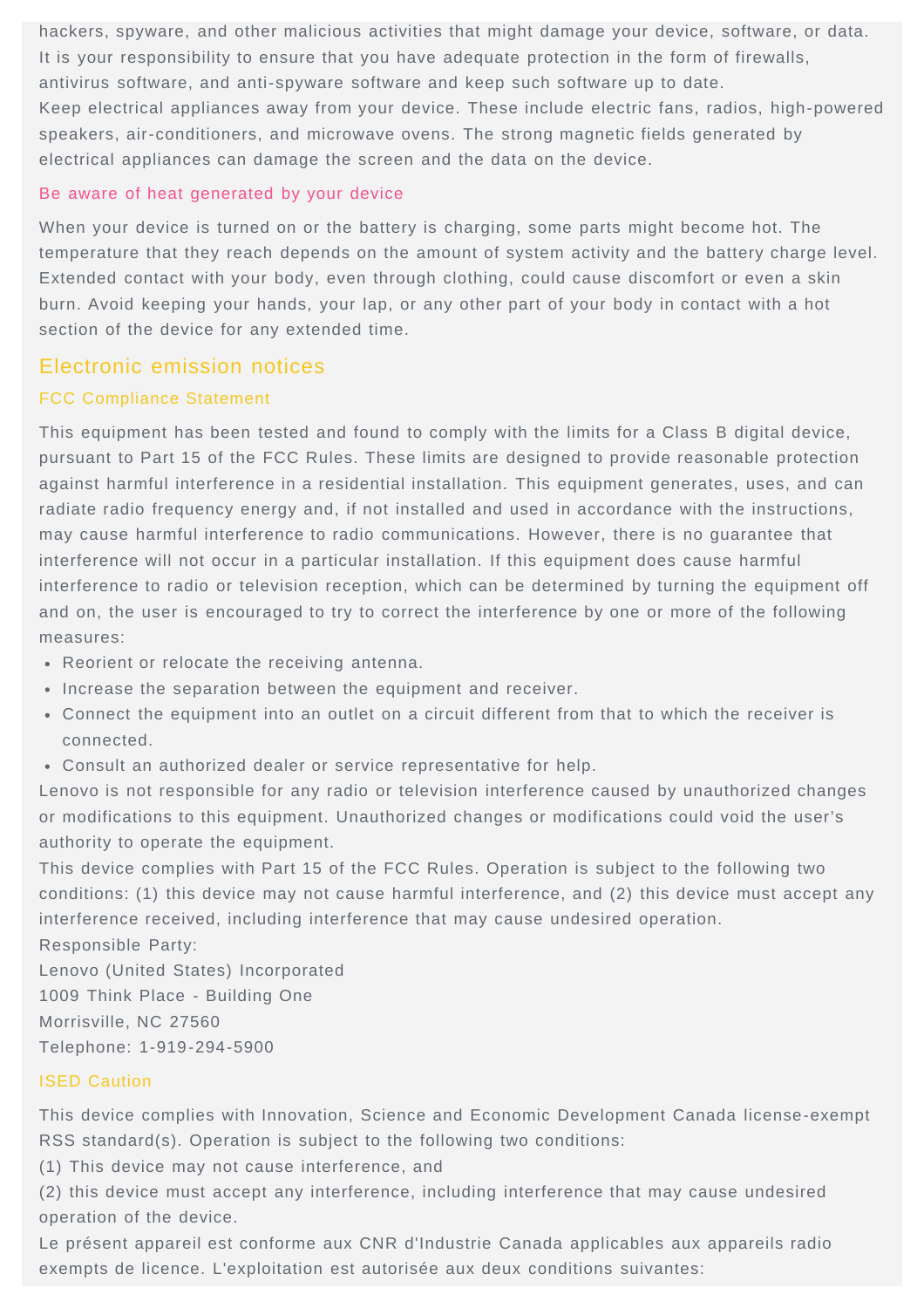hackers, spyware, and other malicious activities that might damage your device, software, or data. It is your responsibility to ensure that you have adequate protection in the form of firewalls, antivirus software, and anti-spyware software and keep such software up to date.

Keep electrical appliances away from your device. These include electric fans, radios, high-powered speakers, air-conditioners, and microwave ovens. The strong magnetic fields generated by electrical appliances can damage the screen and the data on the device.

### Be aware of heat generated by your device

When your device is turned on or the battery is charging, some parts might become hot. The temperature that they reach depends on the amount of system activity and the battery charge level. Extended contact with your body, even through clothing, could cause discomfort or even a skin burn. Avoid keeping your hands, your lap, or any other part of your body in contact with a hot section of the device for any extended time.

## Electronic emission notices

### FCC Compliance Statement

This equipment has been tested and found to comply with the limits for a Class B digital device, pursuant to Part 15 of the FCC Rules. These limits are designed to provide reasonable protection against harmful interference in a residential installation. This equipment generates, uses, and can radiate radio frequency energy and, if not installed and used in accordance with the instructions, may cause harmful interference to radio communications. However, there is no guarantee that interference will not occur in a particular installation. If this equipment does cause harmful interference to radio or television reception, which can be determined by turning the equipment off and on, the user is encouraged to try to correct the interference by one or more of the following measures:

- Reorient or relocate the receiving antenna.
- Increase the separation between the equipment and receiver.
- Connect the equipment into an outlet on a circuit different from that to which the receiver is connected.
- Consult an authorized dealer or service representative for help.

Lenovo is not responsible for any radio or television interference caused by unauthorized changes or modifications to this equipment. Unauthorized changes or modifications could void the user's authority to operate the equipment.

This device complies with Part 15 of the FCC Rules. Operation is subject to the following two conditions: (1) this device may not cause harmful interference, and (2) this device must accept any interference received, including interference that may cause undesired operation.

Responsible Party:
Lenovo (United States) Incorporated
1009 Think Place - Building One
Morrisville, NC 27560
Telephone: 1-919-294-5900

### ISED Caution

This device complies with Innovation, Science and Economic Development Canada license-exempt RSS standard(s). Operation is subject to the following two conditions:

(1) This device may not cause interference, and

(2) this device must accept any interference, including interference that may cause undesired operation of the device.

Le présent appareil est conforme aux CNR d'Industrie Canada applicables aux appareils radio exempts de licence. L'exploitation est autorisée aux deux conditions suivantes: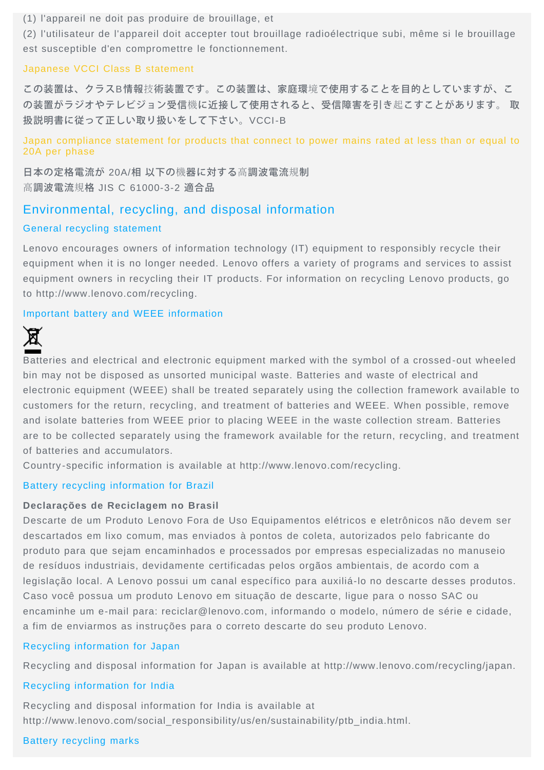(1) l'appareil ne doit pas produire de brouillage, et

(2) l'utilisateur de l'appareil doit accepter tout brouillage radioélectrique subi, même si le brouillage est susceptible d'en compromettre le fonctionnement.

### Japanese VCCI Class B statement

**この装置は、クラスB情報技術装置です。この装置は、家庭環境で使用することを目的としていますが、この装置がラジオやテレビジョン受信機に近接して使用されると、受信障害を引き起こすことがあります。 取扱説明書に従って正しい取り扱いをして下さい。**VCCI-B

### Japan compliance statement for products that connect to power mains rated at less than or equal to 20A per phase

**日本の定格電流が** 20A/**相 以下の機器に対する高調波電流規制**
**高調波電流規格** JIS C 61000-3-2 **適合品**

## Environmental, recycling, and disposal information

### General recycling statement

Lenovo encourages owners of information technology (IT) equipment to responsibly recycle their equipment when it is no longer needed. Lenovo offers a variety of programs and services to assist equipment owners in recycling their IT products. For information on recycling Lenovo products, go to http://www.lenovo.com/recycling.

### Important battery and WEEE information

Batteries and electrical and electronic equipment marked with the symbol of a crossed-out wheeled bin may not be disposed as unsorted municipal waste. Batteries and waste of electrical and electronic equipment (WEEE) shall be treated separately using the collection framework available to customers for the return, recycling, and treatment of batteries and WEEE. When possible, remove and isolate batteries from WEEE prior to placing WEEE in the waste collection stream. Batteries are to be collected separately using the framework available for the return, recycling, and treatment of batteries and accumulators.
Country-specific information is available at http://www.lenovo.com/recycling.

### Battery recycling information for Brazil

**Declarações de Reciclagem no Brasil**
Descarte de um Produto Lenovo Fora de Uso Equipamentos elétricos e eletrônicos não devem ser descartados em lixo comum, mas enviados à pontos de coleta, autorizados pelo fabricante do produto para que sejam encaminhados e processados por empresas especializadas no manuseio de resíduos industriais, devidamente certificadas pelos orgãos ambientais, de acordo com a legislação local. A Lenovo possui um canal específico para auxiliá-lo no descarte desses produtos. Caso você possua um produto Lenovo em situação de descarte, ligue para o nosso SAC ou encaminhe um e-mail para: reciclar@lenovo.com, informando o modelo, número de série e cidade, a fim de enviarmos as instruções para o correto descarte do seu produto Lenovo.

### Recycling information for Japan

Recycling and disposal information for Japan is available at http://www.lenovo.com/recycling/japan.

### Recycling information for India

Recycling and disposal information for India is available at
http://www.lenovo.com/social_responsibility/us/en/sustainability/ptb_india.html.

### Battery recycling marks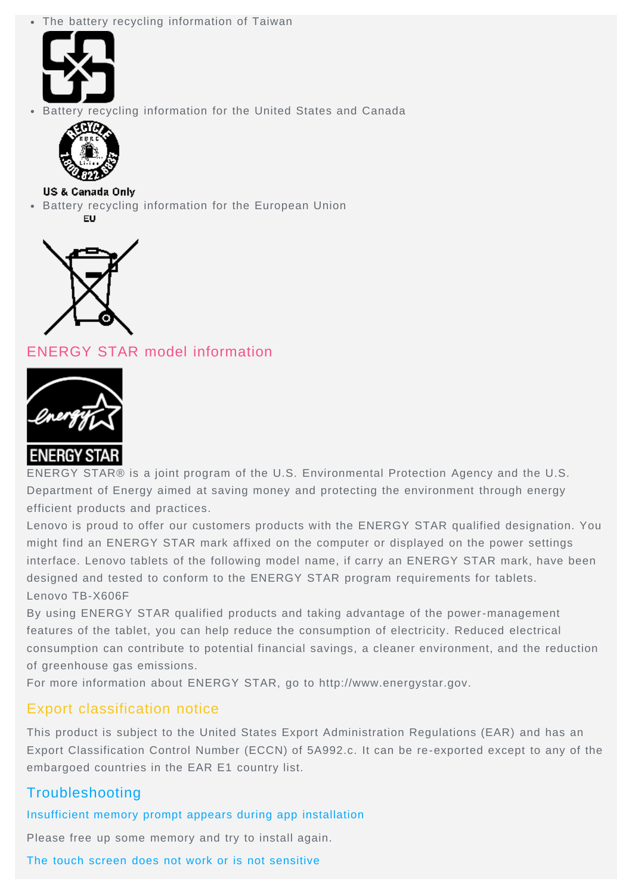- The battery recycling information of Taiwan
- Battery recycling information for the United States and Canada

US & Canada Only

- Battery recycling information for the European Union

EU

## ENERGY STAR model information

ENERGY STAR

ENERGY STAR® is a joint program of the U.S. Environmental Protection Agency and the U.S. Department of Energy aimed at saving money and protecting the environment through energy efficient products and practices.

Lenovo is proud to offer our customers products with the ENERGY STAR qualified designation. You might find an ENERGY STAR mark affixed on the computer or displayed on the power settings interface. Lenovo tablets of the following model name, if carry an ENERGY STAR mark, have been designed and tested to conform to the ENERGY STAR program requirements for tablets.

Lenovo TB-X606F

By using ENERGY STAR qualified products and taking advantage of the power-management features of the tablet, you can help reduce the consumption of electricity. Reduced electrical consumption can contribute to potential financial savings, a cleaner environment, and the reduction of greenhouse gas emissions.

For more information about ENERGY STAR, go to http://www.energystar.gov.

## Export classification notice

This product is subject to the United States Export Administration Regulations (EAR) and has an Export Classification Control Number (ECCN) of 5A992.c. It can be re-exported except to any of the embargoed countries in the EAR E1 country list.

## Troubleshooting

### Insufficient memory prompt appears during app installation

Please free up some memory and try to install again.

### The touch screen does not work or is not sensitive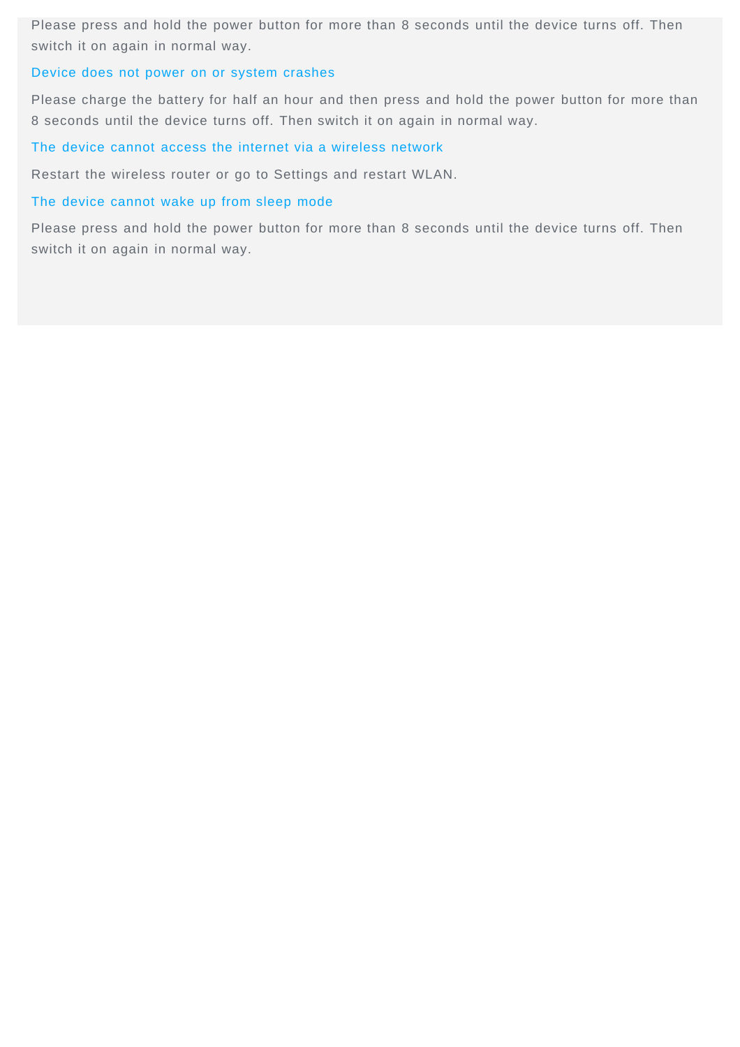Please press and hold the power button for more than 8 seconds until the device turns off. Then switch it on again in normal way.

### Device does not power on or system crashes

Please charge the battery for half an hour and then press and hold the power button for more than 8 seconds until the device turns off. Then switch it on again in normal way.

### The device cannot access the internet via a wireless network

Restart the wireless router or go to Settings and restart WLAN.

### The device cannot wake up from sleep mode

Please press and hold the power button for more than 8 seconds until the device turns off. Then switch it on again in normal way.